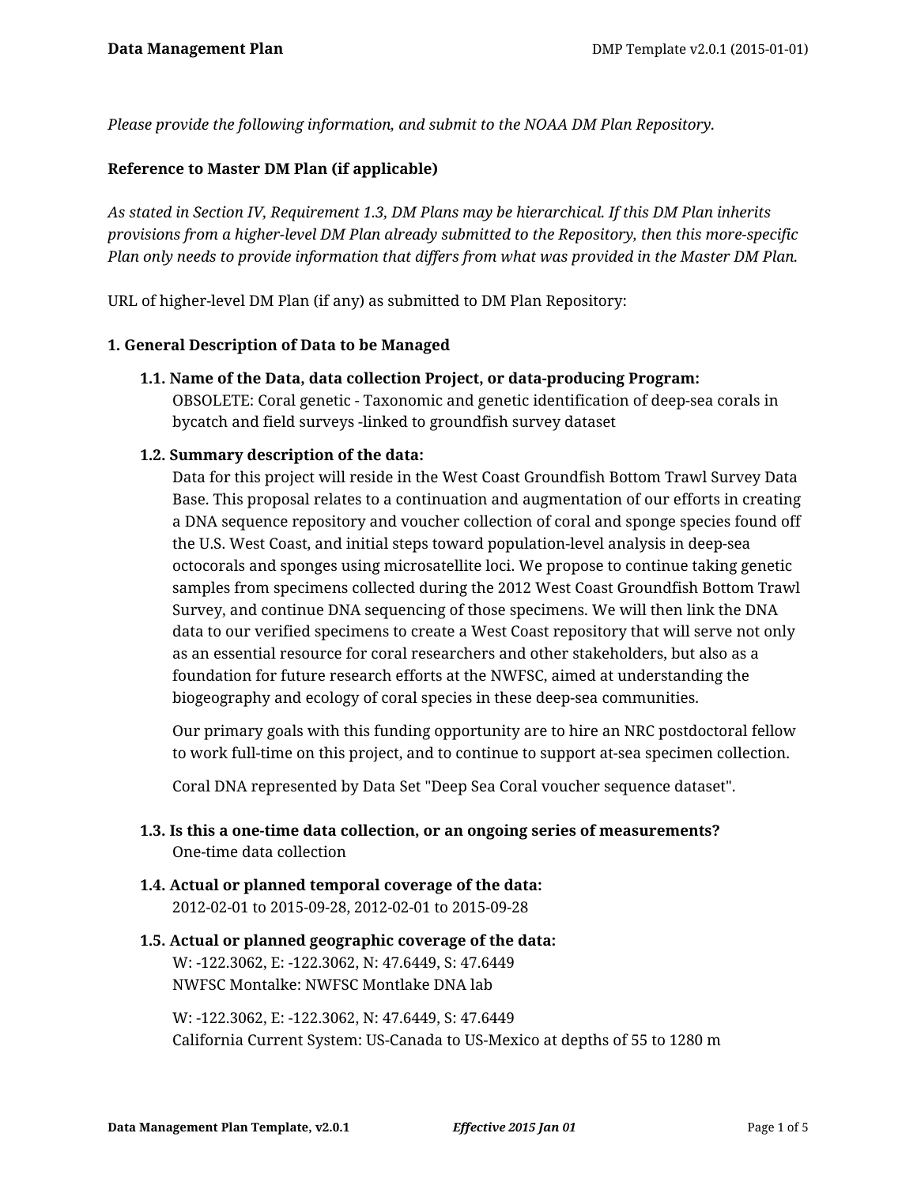*Please provide the following information, and submit to the NOAA DM Plan Repository.*

**Reference to Master DM Plan (if applicable)**

*As stated in Section IV, Requirement 1.3, DM Plans may be hierarchical. If this DM Plan inherits provisions from a higher-level DM Plan already submitted to the Repository, then this more-specific Plan only needs to provide information that differs from what was provided in the Master DM Plan.*

URL of higher-level DM Plan (if any) as submitted to DM Plan Repository:

**1. General Description of Data to be Managed**

**1.1. Name of the Data, data collection Project, or data-producing Program:**

OBSOLETE: Coral genetic - Taxonomic and genetic identification of deep-sea corals in bycatch and field surveys -linked to groundfish survey dataset

**1.2. Summary description of the data:**

Data for this project will reside in the West Coast Groundfish Bottom Trawl Survey Data Base. This proposal relates to a continuation and augmentation of our efforts in creating a DNA sequence repository and voucher collection of coral and sponge species found off the U.S. West Coast, and initial steps toward population-level analysis in deep-sea octocorals and sponges using microsatellite loci. We propose to continue taking genetic samples from specimens collected during the 2012 West Coast Groundfish Bottom Trawl Survey, and continue DNA sequencing of those specimens. We will then link the DNA data to our verified specimens to create a West Coast repository that will serve not only as an essential resource for coral researchers and other stakeholders, but also as a foundation for future research efforts at the NWFSC, aimed at understanding the biogeography and ecology of coral species in these deep-sea communities.

Our primary goals with this funding opportunity are to hire an NRC postdoctoral fellow to work full-time on this project, and to continue to support at-sea specimen collection.

Coral DNA represented by Data Set "Deep Sea Coral voucher sequence dataset".

**1.3. Is this a one-time data collection, or an ongoing series of measurements?**

One-time data collection

**1.4. Actual or planned temporal coverage of the data:**

2012-02-01 to 2015-09-28, 2012-02-01 to 2015-09-28

**1.5. Actual or planned geographic coverage of the data:**

W: -122.3062, E: -122.3062, N: 47.6449, S: 47.6449
NWFSC Montalke: NWFSC Montlake DNA lab

W: -122.3062, E: -122.3062, N: 47.6449, S: 47.6449
California Current System: US-Canada to US-Mexico at depths of 55 to 1280 m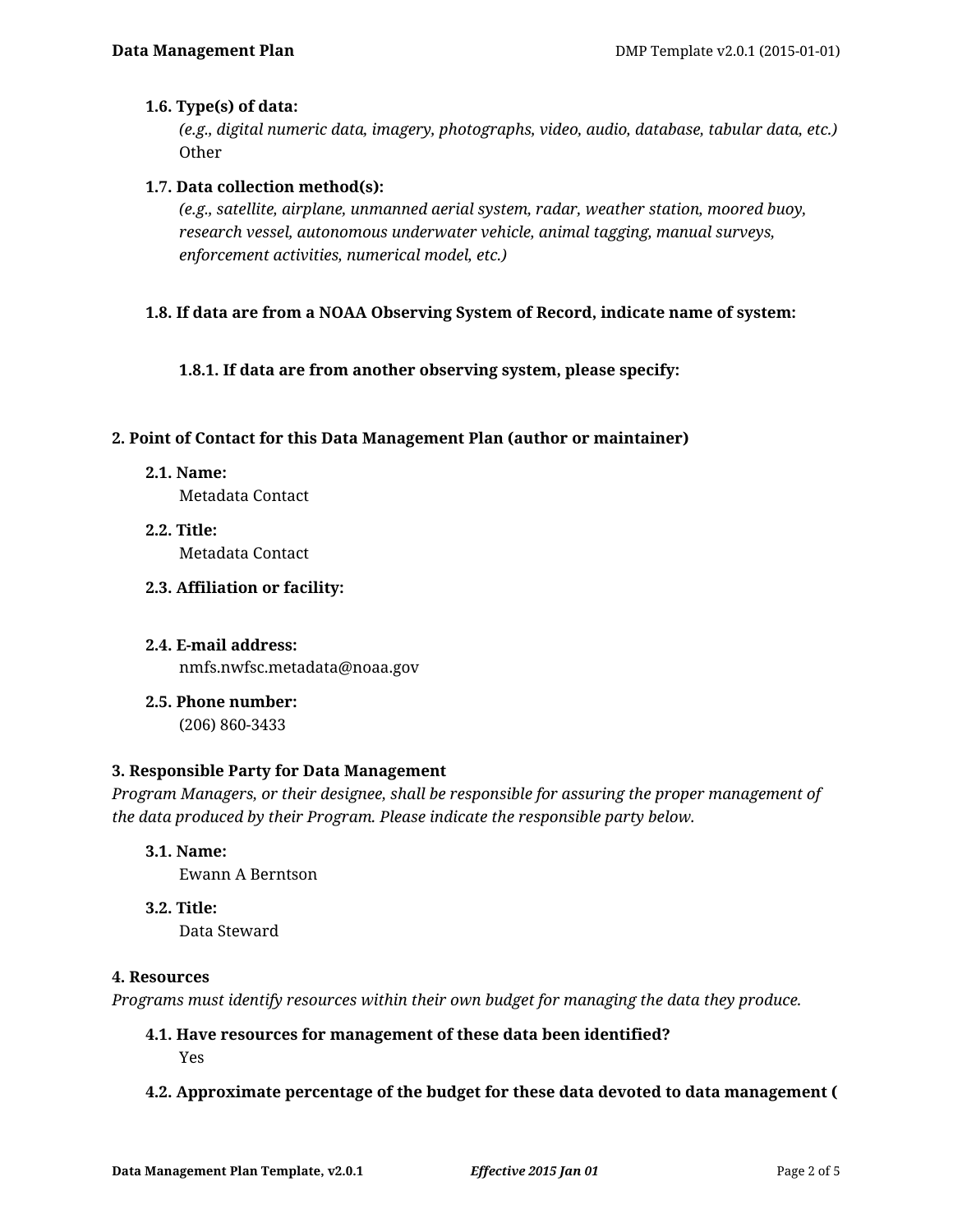### 1.6. Type(s) of data:

*(e.g., digital numeric data, imagery, photographs, video, audio, database, tabular data, etc.)*

Other

### 1.7. Data collection method(s):

*(e.g., satellite, airplane, unmanned aerial system, radar, weather station, moored buoy, research vessel, autonomous underwater vehicle, animal tagging, manual surveys, enforcement activities, numerical model, etc.)*

### 1.8. If data are from a NOAA Observing System of Record, indicate name of system:

#### 1.8.1. If data are from another observing system, please specify:

## 2. Point of Contact for this Data Management Plan (author or maintainer)

### 2.1. Name:

Metadata Contact

### 2.2. Title:

Metadata Contact

### 2.3. Affiliation or facility:

### 2.4. E-mail address:

nmfs.nwfsc.metadata@noaa.gov

### 2.5. Phone number:

(206) 860-3433

## 3. Responsible Party for Data Management

*Program Managers, or their designee, shall be responsible for assuring the proper management of the data produced by their Program. Please indicate the responsible party below.*

### 3.1. Name:

Ewann A Berntson

### 3.2. Title:

Data Steward

## 4. Resources

*Programs must identify resources within their own budget for managing the data they produce.*

### 4.1. Have resources for management of these data been identified?

Yes

### 4.2. Approximate percentage of the budget for these data devoted to data management (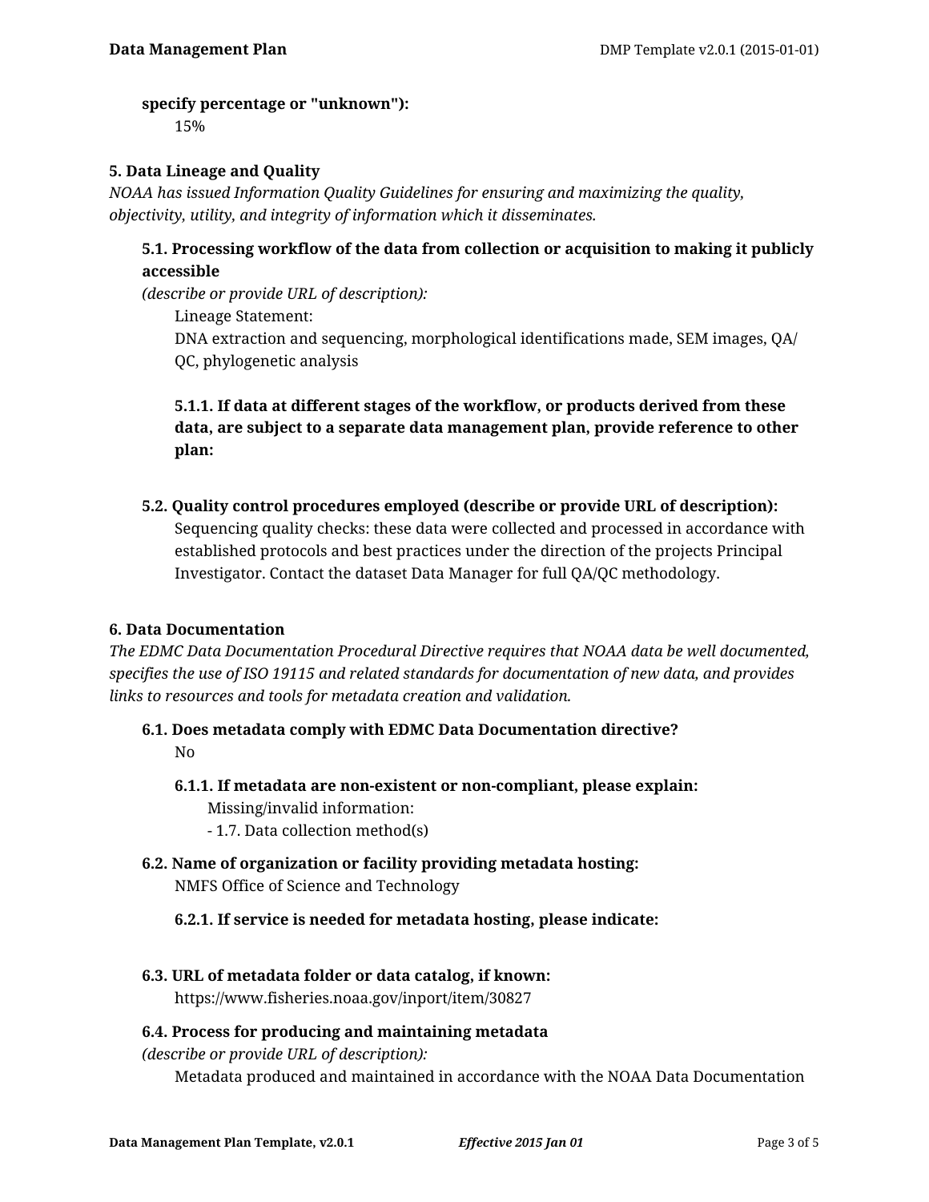**specify percentage or "unknown"):**

15%

## 5. Data Lineage and Quality

*NOAA has issued Information Quality Guidelines for ensuring and maximizing the quality, objectivity, utility, and integrity of information which it disseminates.*

### 5.1. Processing workflow of the data from collection or acquisition to making it publicly accessible

*(describe or provide URL of description):*

Lineage Statement:
DNA extraction and sequencing, morphological identifications made, SEM images, QA/QC, phylogenetic analysis

#### 5.1.1. If data at different stages of the workflow, or products derived from these data, are subject to a separate data management plan, provide reference to other plan:

### 5.2. Quality control procedures employed (describe or provide URL of description):

Sequencing quality checks: these data were collected and processed in accordance with established protocols and best practices under the direction of the projects Principal Investigator. Contact the dataset Data Manager for full QA/QC methodology.

## 6. Data Documentation

*The EDMC Data Documentation Procedural Directive requires that NOAA data be well documented, specifies the use of ISO 19115 and related standards for documentation of new data, and provides links to resources and tools for metadata creation and validation.*

### 6.1. Does metadata comply with EDMC Data Documentation directive?

No

#### 6.1.1. If metadata are non-existent or non-compliant, please explain:

Missing/invalid information:
- 1.7. Data collection method(s)

### 6.2. Name of organization or facility providing metadata hosting:

NMFS Office of Science and Technology

#### 6.2.1. If service is needed for metadata hosting, please indicate:

### 6.3. URL of metadata folder or data catalog, if known:

https://www.fisheries.noaa.gov/inport/item/30827

### 6.4. Process for producing and maintaining metadata

*(describe or provide URL of description):*

Metadata produced and maintained in accordance with the NOAA Data Documentation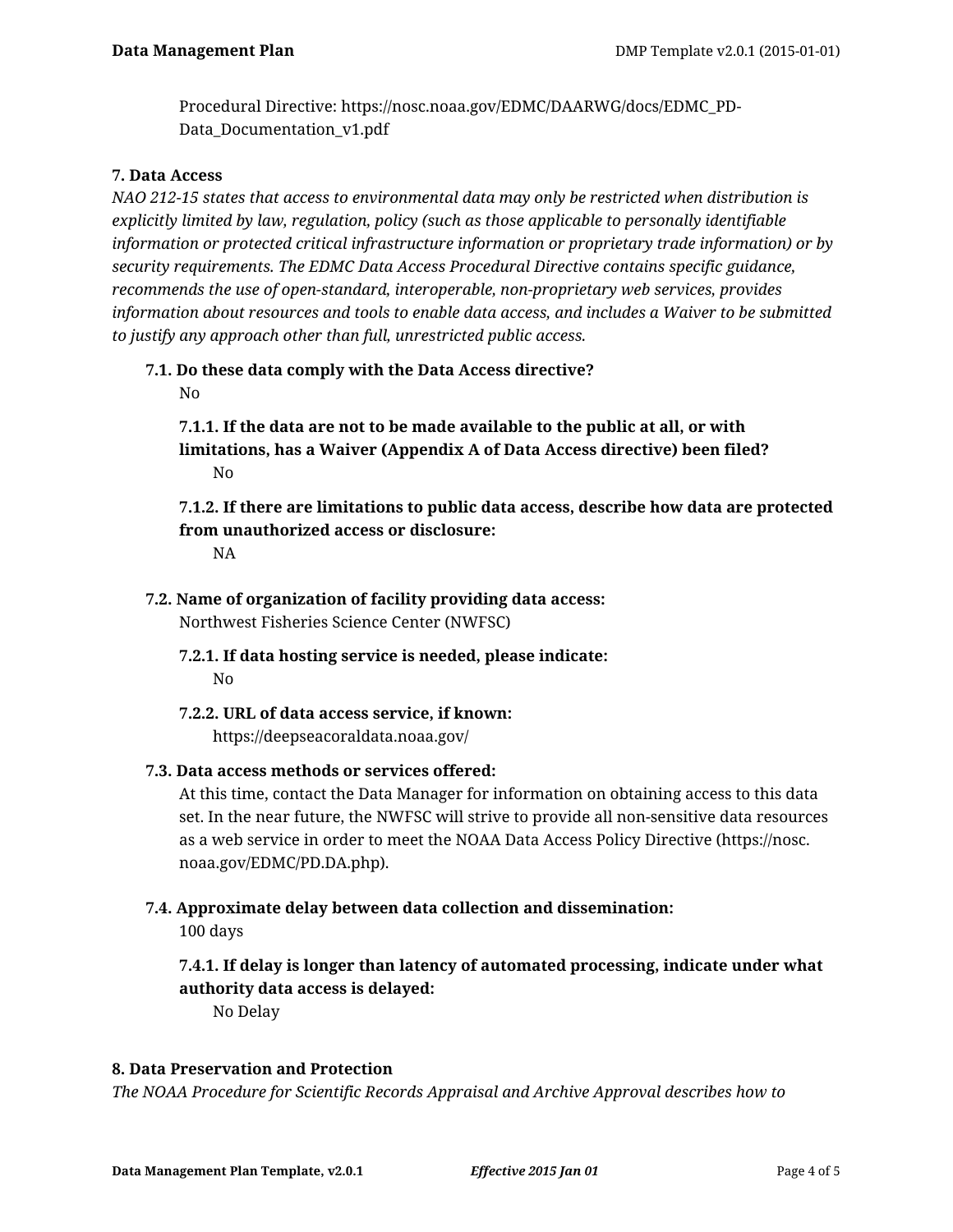Procedural Directive: https://nosc.noaa.gov/EDMC/DAARWG/docs/EDMC_PD-Data_Documentation_v1.pdf

**7. Data Access**

*NAO 212-15 states that access to environmental data may only be restricted when distribution is explicitly limited by law, regulation, policy (such as those applicable to personally identifiable information or protected critical infrastructure information or proprietary trade information) or by security requirements. The EDMC Data Access Procedural Directive contains specific guidance, recommends the use of open-standard, interoperable, non-proprietary web services, provides information about resources and tools to enable data access, and includes a Waiver to be submitted to justify any approach other than full, unrestricted public access.*

**7.1. Do these data comply with the Data Access directive?**

No

**7.1.1. If the data are not to be made available to the public at all, or with limitations, has a Waiver (Appendix A of Data Access directive) been filed?**

No

**7.1.2. If there are limitations to public data access, describe how data are protected from unauthorized access or disclosure:**

NA

**7.2. Name of organization of facility providing data access:**

Northwest Fisheries Science Center (NWFSC)

**7.2.1. If data hosting service is needed, please indicate:**

No

**7.2.2. URL of data access service, if known:**

https://deepseacoraldata.noaa.gov/

**7.3. Data access methods or services offered:**

At this time, contact the Data Manager for information on obtaining access to this data set. In the near future, the NWFSC will strive to provide all non-sensitive data resources as a web service in order to meet the NOAA Data Access Policy Directive (https://nosc.noaa.gov/EDMC/PD.DA.php).

**7.4. Approximate delay between data collection and dissemination:**

100 days

**7.4.1. If delay is longer than latency of automated processing, indicate under what authority data access is delayed:**

No Delay

**8. Data Preservation and Protection**

*The NOAA Procedure for Scientific Records Appraisal and Archive Approval describes how to*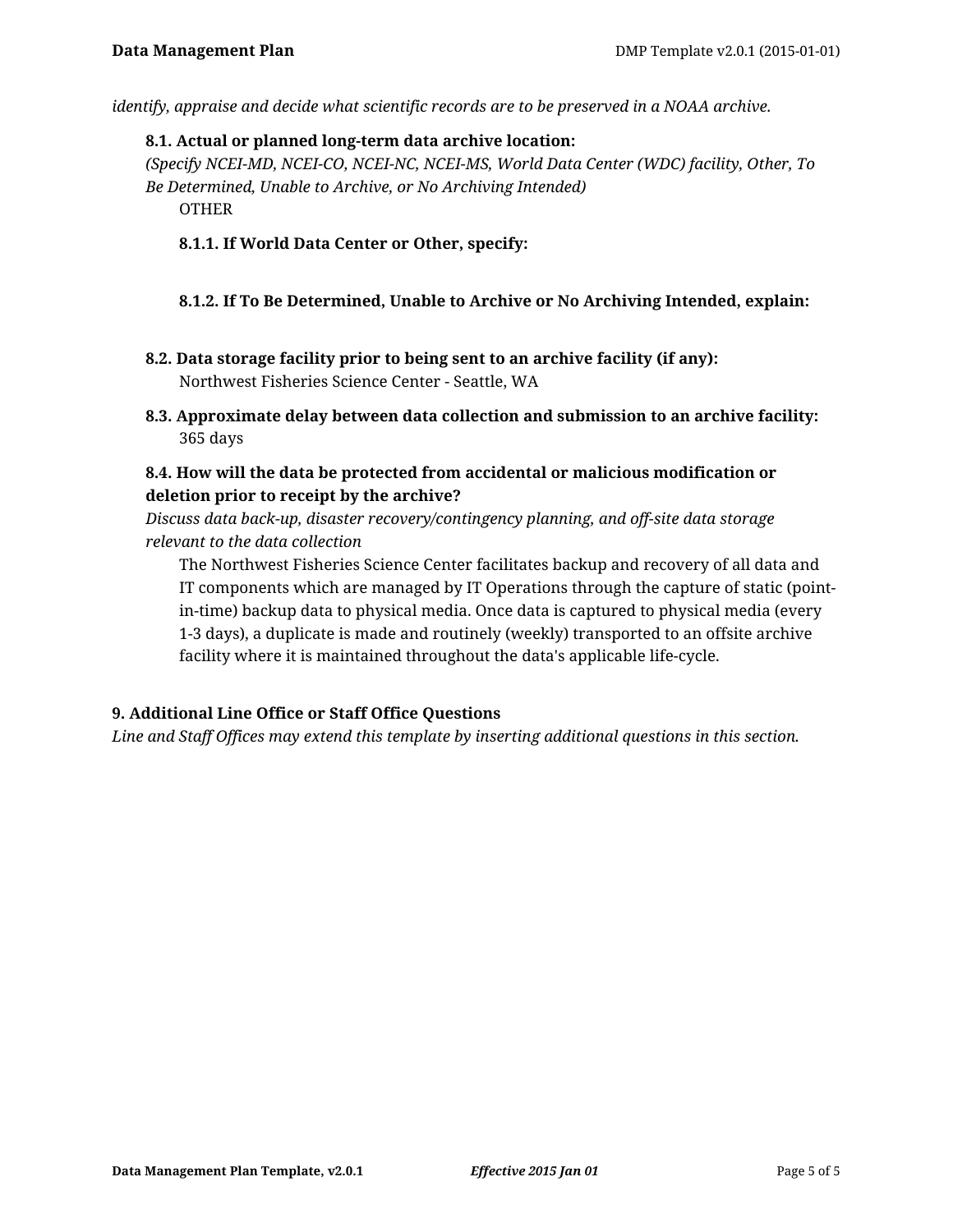*identify, appraise and decide what scientific records are to be preserved in a NOAA archive.*

**8.1. Actual or planned long-term data archive location:**

*(Specify NCEI-MD, NCEI-CO, NCEI-NC, NCEI-MS, World Data Center (WDC) facility, Other, To Be Determined, Unable to Archive, or No Archiving Intended)*

OTHER

**8.1.1. If World Data Center or Other, specify:**

**8.1.2. If To Be Determined, Unable to Archive or No Archiving Intended, explain:**

**8.2. Data storage facility prior to being sent to an archive facility (if any):**

Northwest Fisheries Science Center - Seattle, WA

**8.3. Approximate delay between data collection and submission to an archive facility:**

365 days

**8.4. How will the data be protected from accidental or malicious modification or deletion prior to receipt by the archive?**

*Discuss data back-up, disaster recovery/contingency planning, and off-site data storage relevant to the data collection*

The Northwest Fisheries Science Center facilitates backup and recovery of all data and IT components which are managed by IT Operations through the capture of static (point-in-time) backup data to physical media. Once data is captured to physical media (every 1-3 days), a duplicate is made and routinely (weekly) transported to an offsite archive facility where it is maintained throughout the data's applicable life-cycle.

**9. Additional Line Office or Staff Office Questions**

*Line and Staff Offices may extend this template by inserting additional questions in this section.*